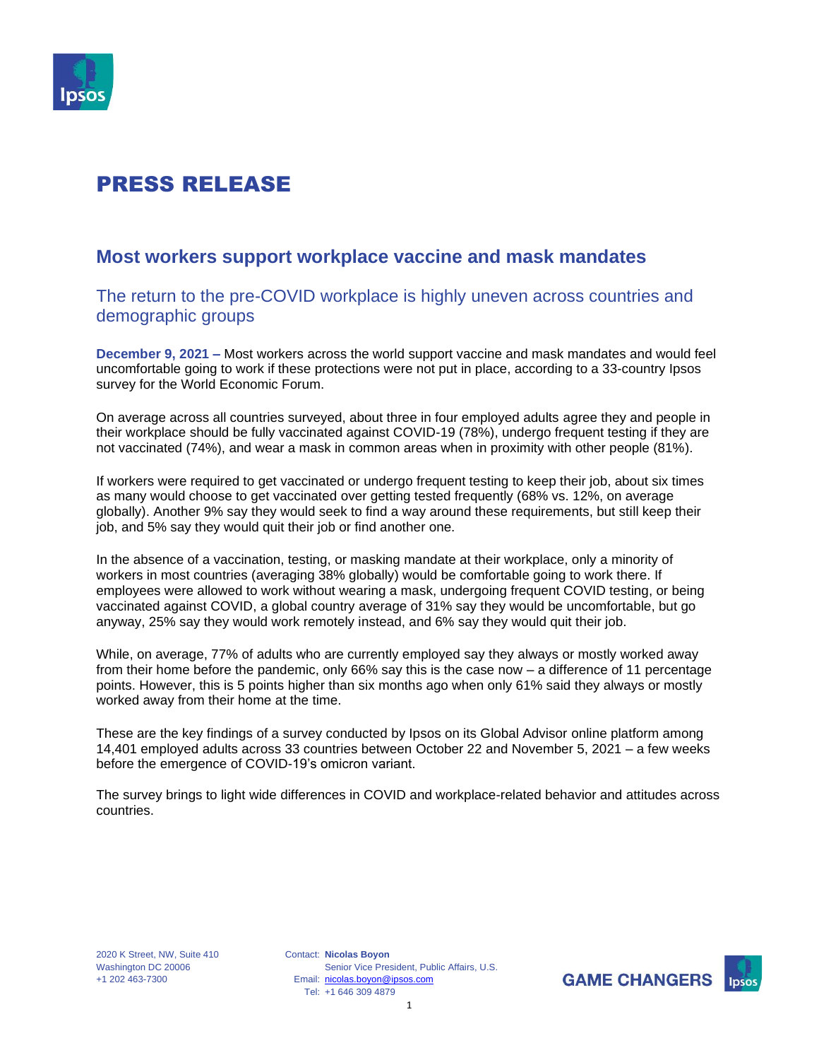# PRESS RELEASE

## Most workers support workplace vaccine and mask mandates

### The return to the pre-COVID workplace is highly uneven across countries and demographic groups

**December 9, 2021 –** Most workers across the world support vaccine and mask mandates and would feel uncomfortable going to work if these protections were not put in place, according to a 33-country Ipsos survey for the World Economic Forum.

On average across all countries surveyed, about three in four employed adults agree they and people in their workplace should be fully vaccinated against COVID-19 (78%), undergo frequent testing if they are not vaccinated (74%), and wear a mask in common areas when in proximity with other people (81%).

If workers were required to get vaccinated or undergo frequent testing to keep their job, about six times as many would choose to get vaccinated over getting tested frequently (68% vs. 12%, on average globally). Another 9% say they would seek to find a way around these requirements, but still keep their job, and 5% say they would quit their job or find another one.

In the absence of a vaccination, testing, or masking mandate at their workplace, only a minority of workers in most countries (averaging 38% globally) would be comfortable going to work there. If employees were allowed to work without wearing a mask, undergoing frequent COVID testing, or being vaccinated against COVID, a global country average of 31% say they would be uncomfortable, but go anyway, 25% say they would work remotely instead, and 6% say they would quit their job.

While, on average, 77% of adults who are currently employed say they always or mostly worked away from their home before the pandemic, only 66% say this is the case now – a difference of 11 percentage points. However, this is 5 points higher than six months ago when only 61% said they always or mostly worked away from their home at the time.

These are the key findings of a survey conducted by Ipsos on its Global Advisor online platform among 14,401 employed adults across 33 countries between October 22 and November 5, 2021 – a few weeks before the emergence of COVID-19's omicron variant.

The survey brings to light wide differences in COVID and workplace-related behavior and attitudes across countries.

2020 K Street, NW, Suite 410
Washington DC 20006
+1 202 463-7300

Contact: **Nicolas Boyon**
Senior Vice President, Public Affairs, U.S.
Email: nicolas.boyon@ipsos.com
Tel: +1 646 309 4879

GAME CHANGERS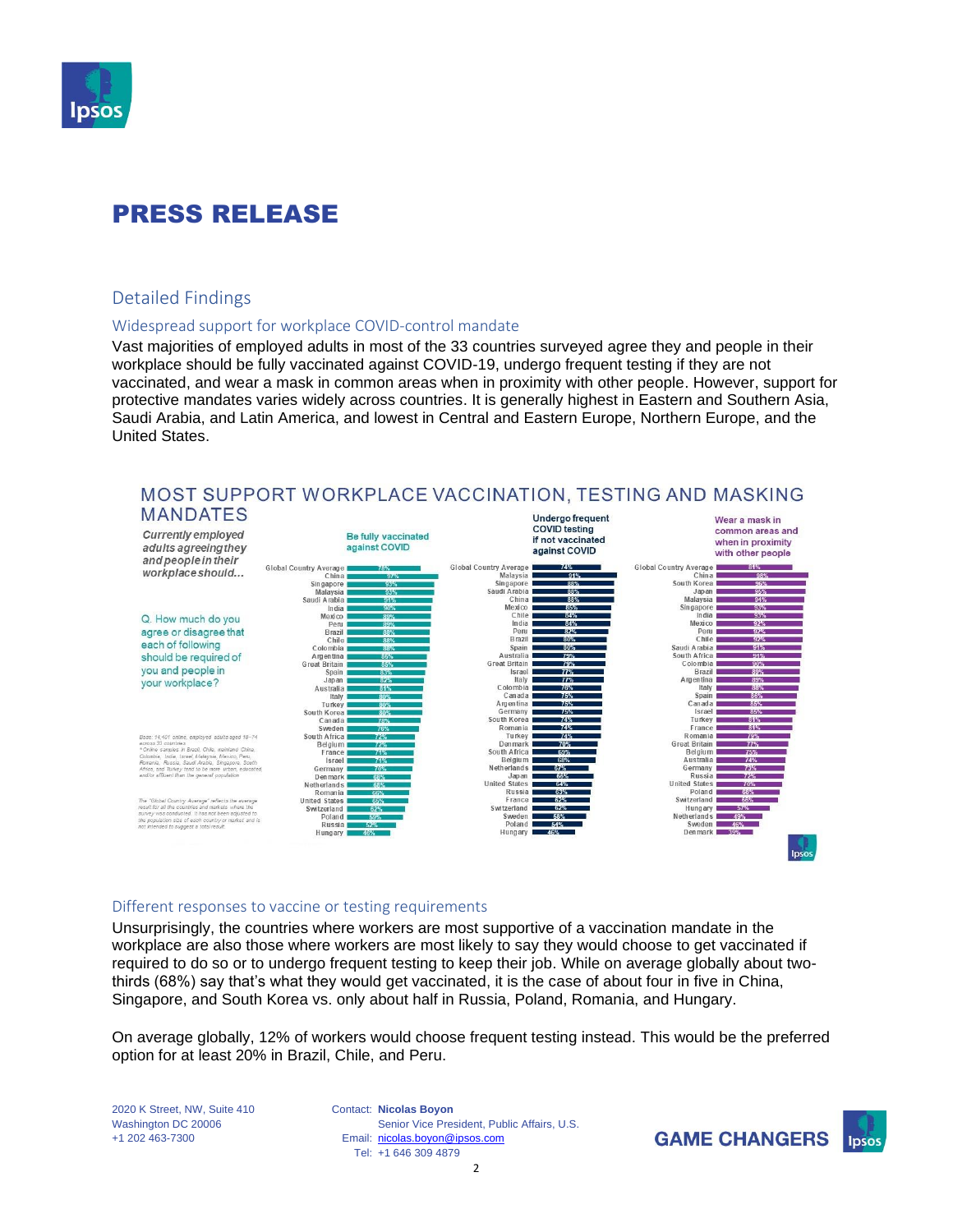# PRESS RELEASE

## Detailed Findings

### Widespread support for workplace COVID-control mandate

Vast majorities of employed adults in most of the 33 countries surveyed agree they and people in their workplace should be fully vaccinated against COVID-19, undergo frequent testing if they are not vaccinated, and wear a mask in common areas when in proximity with other people. However, support for protective mandates varies widely across countries. It is generally highest in Eastern and Southern Asia, Saudi Arabia, and Latin America, and lowest in Central and Eastern Europe, Northern Europe, and the United States.

**MOST SUPPORT WORKPLACE VACCINATION, TESTING AND MASKING MANDATES**

*Currently employed adults agreeing they and people in their workplace should...*

Q. How much do you agree or disagree that each of following should be required of you and people in your workplace?

| Be fully vaccinated against COVID | | Undergo frequent COVID testing if not vaccinated against COVID | | Wear a mask in common areas and when in proximity with other people | |
|---|---|---|---|---|---|
| Global Country Average | 78% | Global Country Average | 74% | Global Country Average | 81% |
| China | 97% | Malaysia | 91% | China | 98% |
| Singapore | 93% | Singapore | 86% | South Korea | 96% |
| Malaysia | 93% | Saudi Arabia | 86% | Japan | 95% |
| Saudi Arabia | 91% | China | 86% | Malaysia | 94% |
| India | 90% | Mexico | 85% | Singapore | 94% |
| Mexico | 89% | Chile | 84% | India | 93% |
| Peru | 89% | India | 84% | Mexico | 92% |
| Brazil | 88% | Peru | 82% | Peru | 92% |
| Chile | 88% | Brazil | 80% | Chile | 92% |
| Colombia | 88% | Spain | 80% | Saudi Arabia | 91% |
| Argentina | 86% | Australia | 79% | South Africa | 91% |
| Great Britain | 85% | Great Britain | 79% | Colombia | 90% |
| Spain | 83% | Israel | 77% | Brazil | 89% |
| Japan | 82% | Italy | 77% | Argentina | 89% |
| Australia | 81% | Colombia | 76% | Italy | 88% |
| Italy | 80% | Canada | 75% | Spain | 86% |
| Turkey | 80% | Argentina | 75% | Canada | 85% |
| South Korea | 80% | Germany | 75% | Israel | 85% |
| Canada | 78% | South Korea | 74% | Turkey | 81% |
| Sweden | 76% | Romania | 74% | France | 81% |
| South Africa | 72% | Turkey | 74% | Romania | 79% |
| Belgium | 72% | Denmark | 70% | Great Britain | 77% |
| France | 71% | South Africa | 69% | Belgium | 75% |
| Israel | 71% | Belgium | 68% | Australia | 74% |
| Germany | 70% | Netherlands | 67% | Germany | 73% |
| Denmark | 66% | Japan | 66% | Russia | 72% |
| Netherlands | 66% | United States | 64% | United States | 70% |
| Romania | 66% | Russia | 63% | Poland | 68% |
| United States | 65% | France | 62% | Switzerland | 66% |
| Switzerland | 62% | Switzerland | 62% | Hungary | 57% |
| Poland | 59% | Sweden | 58% | Netherlands | 49% |
| Russia | 52% | Poland | 54% | Sweden | 46% |
| Hungary | 46% | Hungary | 46% | Denmark | 35% |

Base: 14,401 online, employed adults aged 18–74 across 33 countries
* Online samples in Brazil, Chile, mainland China, Colombia, India, Israel, Malaysia, Mexico, Peru, Romania, Russia, Saudi Arabia, Singapore, South Africa, and Turkey tend to be more urban, educated and/or affluent than the general population

The "Global Country Average" reflects the average result for all the countries and markets where the survey was conducted. It has not been adjusted to the population size of each country or market and is not intended to suggest a total result.

### Different responses to vaccine or testing requirements

Unsurprisingly, the countries where workers are most supportive of a vaccination mandate in the workplace are also those where workers are most likely to say they would choose to get vaccinated if required to do so or to undergo frequent testing to keep their job. While on average globally about two-thirds (68%) say that's what they would get vaccinated, it is the case of about four in five in China, Singapore, and South Korea vs. only about half in Russia, Poland, Romania, and Hungary.

On average globally, 12% of workers would choose frequent testing instead. This would be the preferred option for at least 20% in Brazil, Chile, and Peru.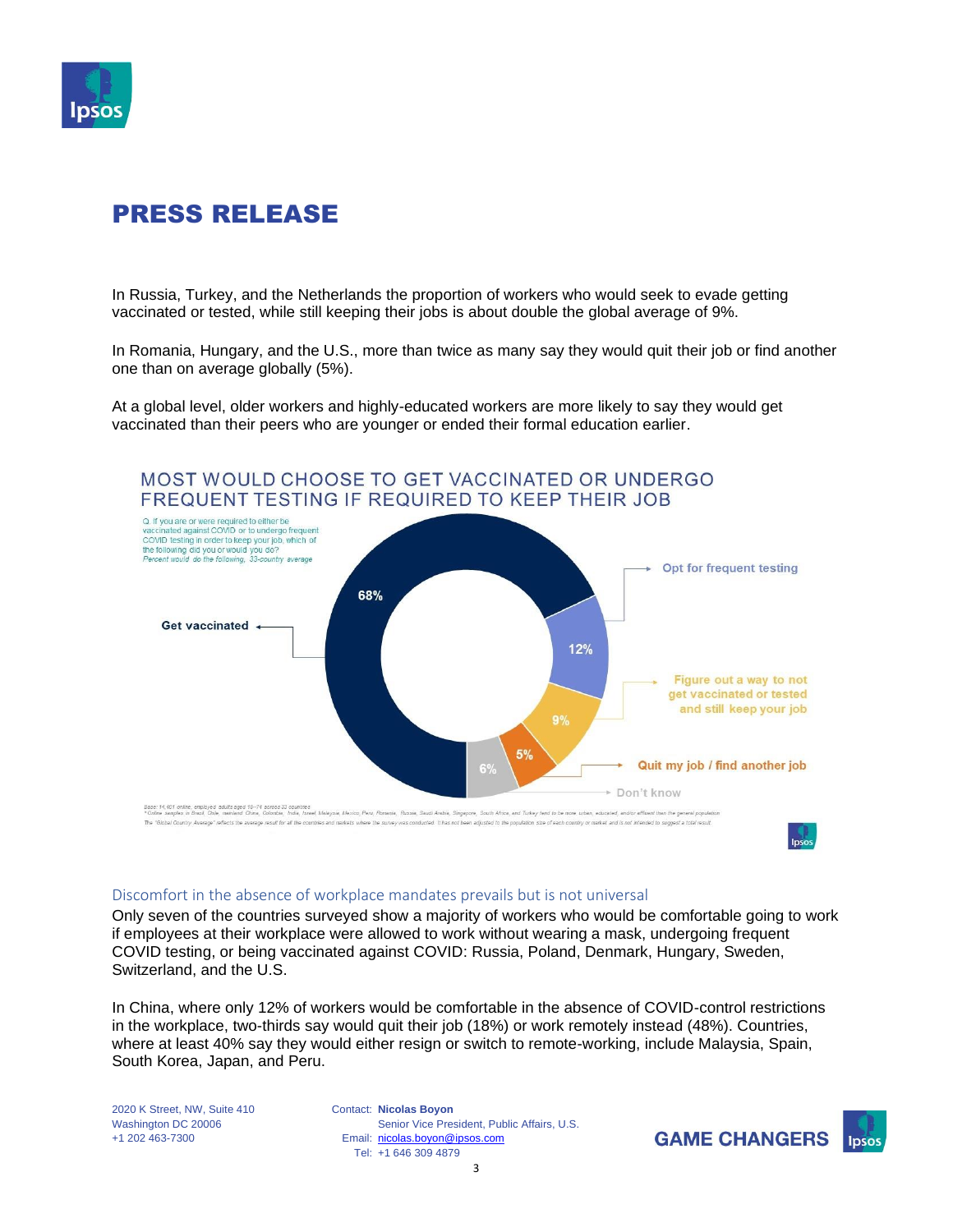# PRESS RELEASE

In Russia, Turkey, and the Netherlands the proportion of workers who would seek to evade getting vaccinated or tested, while still keeping their jobs is about double the global average of 9%.

In Romania, Hungary, and the U.S., more than twice as many say they would quit their job or find another one than on average globally (5%).

At a global level, older workers and highly-educated workers are more likely to say they would get vaccinated than their peers who are younger or ended their formal education earlier.

## MOST WOULD CHOOSE TO GET VACCINATED OR UNDERGO FREQUENT TESTING IF REQUIRED TO KEEP THEIR JOB

Q. If you are or were required to either be vaccinated against COVID or to undergo frequent COVID testing in order to keep your job, which of the following did you or would you do?
*Percent would do the following, 33-country average*

| Response | Percent |
|---|---|
| Get vaccinated | 68% |
| Opt for frequent testing | 12% |
| Figure out a way to not get vaccinated or tested and still keep your job | 9% |
| Quit my job / find another job | 5% |
| Don't know | 6% |

Base: 14,401 online, employed adults aged 16–74 across 33 countries
* Online samples in Brazil, Chile, mainland China, Colombia, India, Israel, Malaysia, Mexico, Peru, Romania, Russia, Saudi Arabia, Singapore, South Africa, and Turkey tend to be more urban, educated, and/or affluent than the general population
The "Global Country Average" reflects the average result for all the countries and markets where the survey was conducted. It has not been adjusted to the population size of each country or market and is not intended to suggest a total result.

### Discomfort in the absence of workplace mandates prevails but is not universal

Only seven of the countries surveyed show a majority of workers who would be comfortable going to work if employees at their workplace were allowed to work without wearing a mask, undergoing frequent COVID testing, or being vaccinated against COVID: Russia, Poland, Denmark, Hungary, Sweden, Switzerland, and the U.S.

In China, where only 12% of workers would be comfortable in the absence of COVID-control restrictions in the workplace, two-thirds say would quit their job (18%) or work remotely instead (48%). Countries, where at least 40% say they would either resign or switch to remote-working, include Malaysia, Spain, South Korea, Japan, and Peru.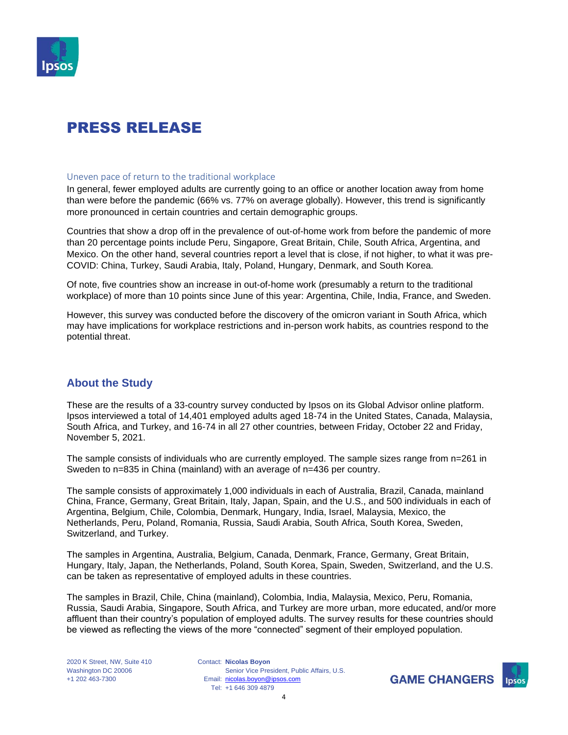# PRESS RELEASE

### Uneven pace of return to the traditional workplace

In general, fewer employed adults are currently going to an office or another location away from home than were before the pandemic (66% vs. 77% on average globally). However, this trend is significantly more pronounced in certain countries and certain demographic groups.

Countries that show a drop off in the prevalence of out-of-home work from before the pandemic of more than 20 percentage points include Peru, Singapore, Great Britain, Chile, South Africa, Argentina, and Mexico. On the other hand, several countries report a level that is close, if not higher, to what it was pre-COVID: China, Turkey, Saudi Arabia, Italy, Poland, Hungary, Denmark, and South Korea.

Of note, five countries show an increase in out-of-home work (presumably a return to the traditional workplace) of more than 10 points since June of this year: Argentina, Chile, India, France, and Sweden.

However, this survey was conducted before the discovery of the omicron variant in South Africa, which may have implications for workplace restrictions and in-person work habits, as countries respond to the potential threat.

## About the Study

These are the results of a 33-country survey conducted by Ipsos on its Global Advisor online platform. Ipsos interviewed a total of 14,401 employed adults aged 18-74 in the United States, Canada, Malaysia, South Africa, and Turkey, and 16-74 in all 27 other countries, between Friday, October 22 and Friday, November 5, 2021.

The sample consists of individuals who are currently employed. The sample sizes range from n=261 in Sweden to n=835 in China (mainland) with an average of n=436 per country.

The sample consists of approximately 1,000 individuals in each of Australia, Brazil, Canada, mainland China, France, Germany, Great Britain, Italy, Japan, Spain, and the U.S., and 500 individuals in each of Argentina, Belgium, Chile, Colombia, Denmark, Hungary, India, Israel, Malaysia, Mexico, the Netherlands, Peru, Poland, Romania, Russia, Saudi Arabia, South Africa, South Korea, Sweden, Switzerland, and Turkey.

The samples in Argentina, Australia, Belgium, Canada, Denmark, France, Germany, Great Britain, Hungary, Italy, Japan, the Netherlands, Poland, South Korea, Spain, Sweden, Switzerland, and the U.S. can be taken as representative of employed adults in these countries.

The samples in Brazil, Chile, China (mainland), Colombia, India, Malaysia, Mexico, Peru, Romania, Russia, Saudi Arabia, Singapore, South Africa, and Turkey are more urban, more educated, and/or more affluent than their country's population of employed adults. The survey results for these countries should be viewed as reflecting the views of the more "connected" segment of their employed population.

2020 K Street, NW, Suite 410
Washington DC 20006
+1 202 463-7300

Contact: **Nicolas Boyon**
Senior Vice President, Public Affairs, U.S.
Email: nicolas.boyon@ipsos.com
Tel: +1 646 309 4879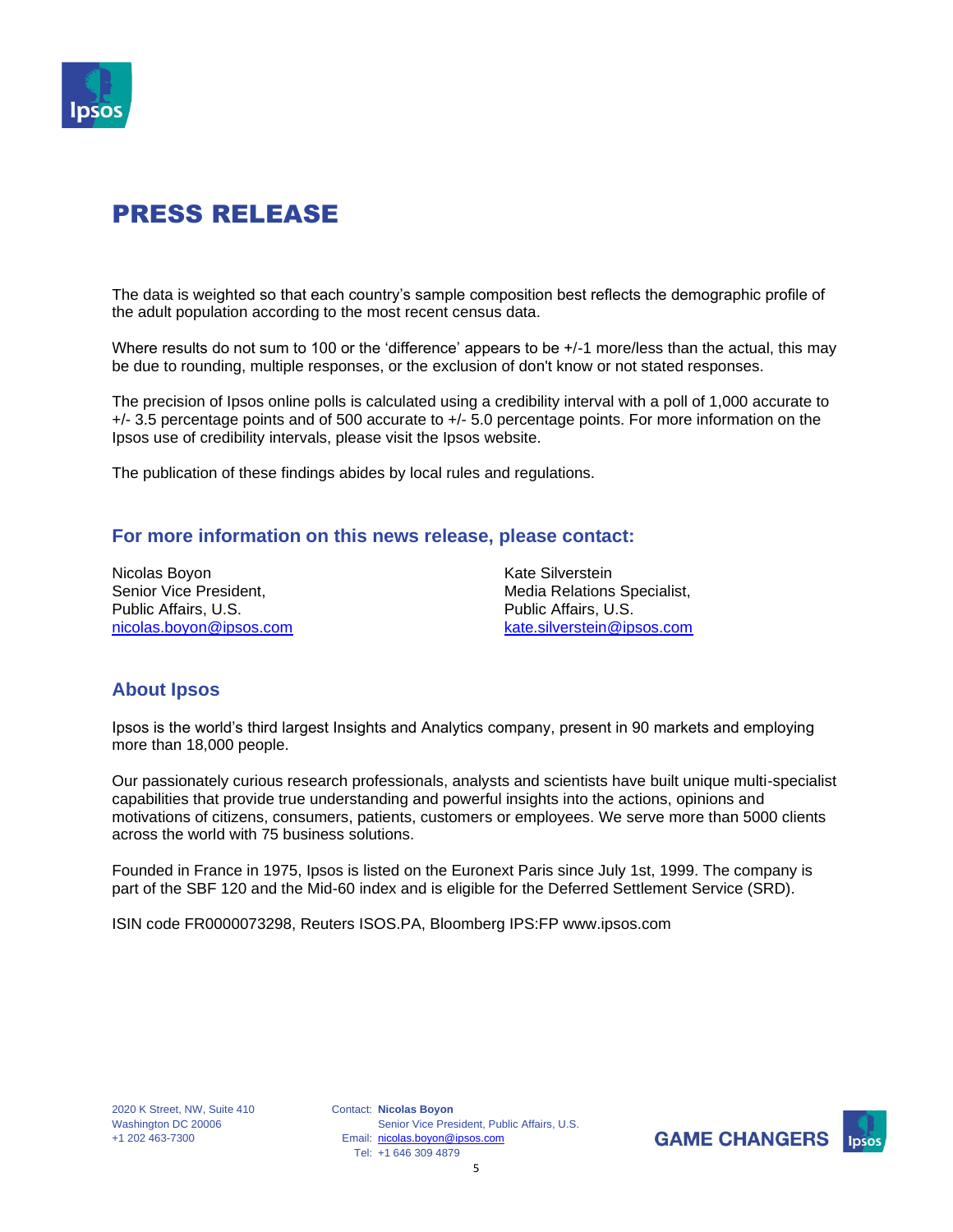# PRESS RELEASE

The data is weighted so that each country's sample composition best reflects the demographic profile of the adult population according to the most recent census data.

Where results do not sum to 100 or the 'difference' appears to be +/-1 more/less than the actual, this may be due to rounding, multiple responses, or the exclusion of don't know or not stated responses.

The precision of Ipsos online polls is calculated using a credibility interval with a poll of 1,000 accurate to +/- 3.5 percentage points and of 500 accurate to +/- 5.0 percentage points. For more information on the Ipsos use of credibility intervals, please visit the Ipsos website.

The publication of these findings abides by local rules and regulations.

## For more information on this news release, please contact:

Nicolas Boyon
Senior Vice President,
Public Affairs, U.S.
nicolas.boyon@ipsos.com

Kate Silverstein
Media Relations Specialist,
Public Affairs, U.S.
kate.silverstein@ipsos.com

## About Ipsos

Ipsos is the world's third largest Insights and Analytics company, present in 90 markets and employing more than 18,000 people.

Our passionately curious research professionals, analysts and scientists have built unique multi-specialist capabilities that provide true understanding and powerful insights into the actions, opinions and motivations of citizens, consumers, patients, customers or employees. We serve more than 5000 clients across the world with 75 business solutions.

Founded in France in 1975, Ipsos is listed on the Euronext Paris since July 1st, 1999. The company is part of the SBF 120 and the Mid-60 index and is eligible for the Deferred Settlement Service (SRD).

ISIN code FR0000073298, Reuters ISOS.PA, Bloomberg IPS:FP www.ipsos.com